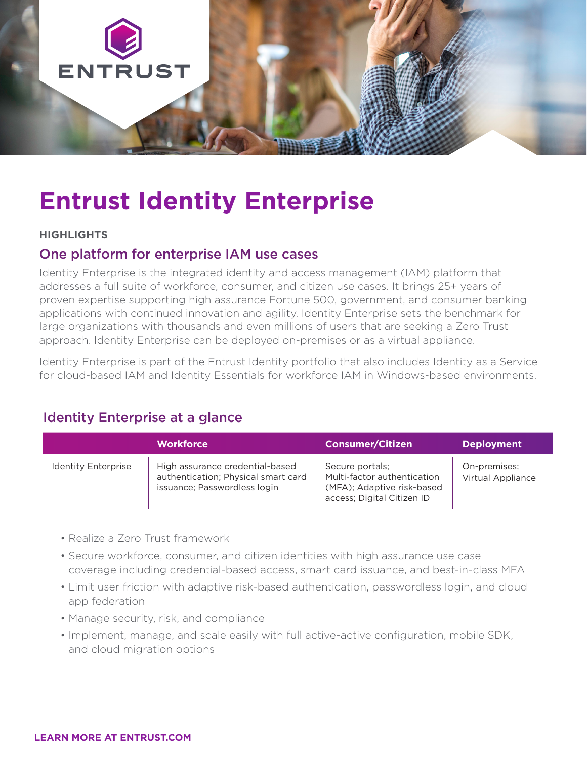# Entrust Identity Enterprise

**HIGHLIGHTS**

## One platform for enterprise IAM use cases

Identity Enterprise is the integrated identity and access management (IAM) platform that addresses a full suite of workforce, consumer, and citizen use cases. It brings 25+ years of proven expertise supporting high assurance Fortune 500, government, and consumer banking applications with continued innovation and agility. Identity Enterprise sets the benchmark for large organizations with thousands and even millions of users that are seeking a Zero Trust approach. Identity Enterprise can be deployed on-premises or as a virtual appliance.

Identity Enterprise is part of the Entrust Identity portfolio that also includes Identity as a Service for cloud-based IAM and Identity Essentials for workforce IAM in Windows-based environments.

## Identity Enterprise at a glance

| | Workforce | Consumer/Citizen | Deployment |
|---|---|---|---|
| Identity Enterprise | High assurance credential-based authentication; Physical smart card issuance; Passwordless login | Secure portals; Multi-factor authentication (MFA); Adaptive risk-based access; Digital Citizen ID | On-premises; Virtual Appliance |

- Realize a Zero Trust framework
- Secure workforce, consumer, and citizen identities with high assurance use case coverage including credential-based access, smart card issuance, and best-in-class MFA
- Limit user friction with adaptive risk-based authentication, passwordless login, and cloud app federation
- Manage security, risk, and compliance
- Implement, manage, and scale easily with full active-active configuration, mobile SDK, and cloud migration options

**LEARN MORE AT ENTRUST.COM**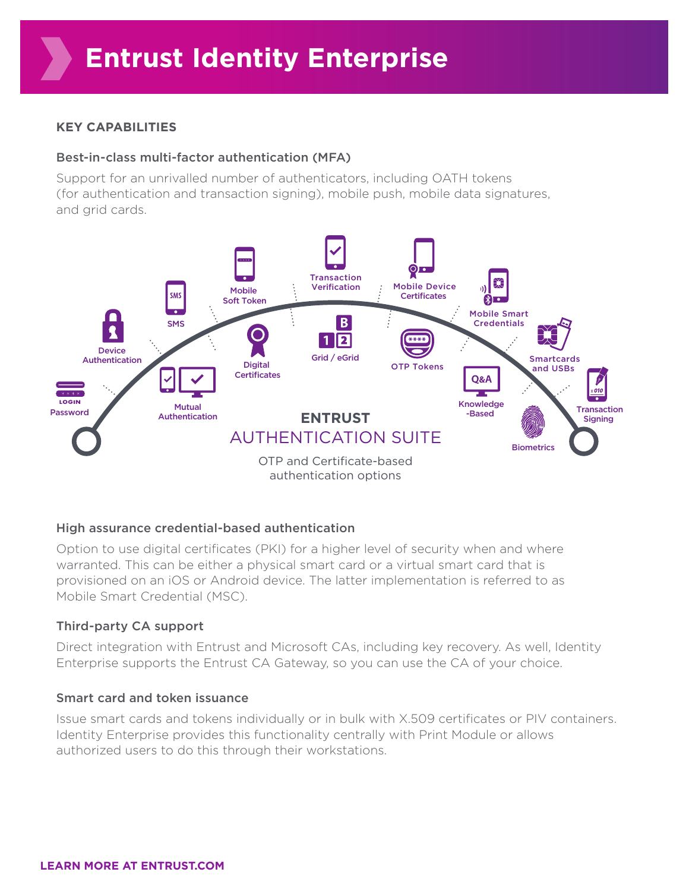# Entrust Identity Enterprise

## KEY CAPABILITIES

### Best-in-class multi-factor authentication (MFA)

Support for an unrivalled number of authenticators, including OATH tokens (for authentication and transaction signing), mobile push, mobile data signatures, and grid cards.

Password · Device Authentication · SMS · Mobile Soft Token · Transaction Verification · Mobile Device Certificates · Mobile Smart Credentials · Smartcards and USBs · Transaction Signing · Mutual Authentication · Digital Certificates · Grid / eGrid · OTP Tokens · Knowledge-Based · Biometrics

**ENTRUST**
AUTHENTICATION SUITE

OTP and Certificate-based authentication options

### High assurance credential-based authentication

Option to use digital certificates (PKI) for a higher level of security when and where warranted. This can be either a physical smart card or a virtual smart card that is provisioned on an iOS or Android device. The latter implementation is referred to as Mobile Smart Credential (MSC).

### Third-party CA support

Direct integration with Entrust and Microsoft CAs, including key recovery. As well, Identity Enterprise supports the Entrust CA Gateway, so you can use the CA of your choice.

### Smart card and token issuance

Issue smart cards and tokens individually or in bulk with X.509 certificates or PIV containers. Identity Enterprise provides this functionality centrally with Print Module or allows authorized users to do this through their workstations.

**LEARN MORE AT ENTRUST.COM**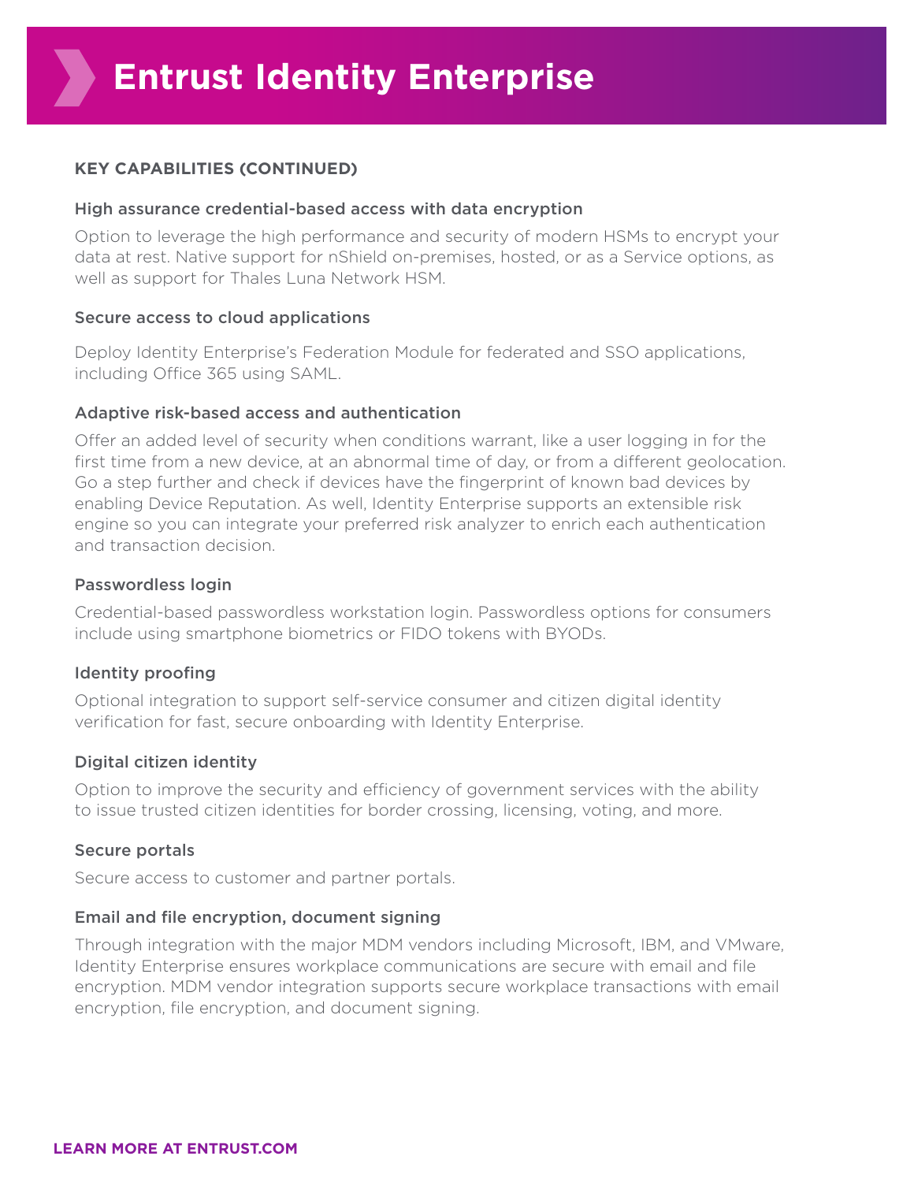# Entrust Identity Enterprise

## KEY CAPABILITIES (CONTINUED)

### High assurance credential-based access with data encryption

Option to leverage the high performance and security of modern HSMs to encrypt your data at rest. Native support for nShield on-premises, hosted, or as a Service options, as well as support for Thales Luna Network HSM.

### Secure access to cloud applications

Deploy Identity Enterprise's Federation Module for federated and SSO applications, including Office 365 using SAML.

### Adaptive risk-based access and authentication

Offer an added level of security when conditions warrant, like a user logging in for the first time from a new device, at an abnormal time of day, or from a different geolocation. Go a step further and check if devices have the fingerprint of known bad devices by enabling Device Reputation. As well, Identity Enterprise supports an extensible risk engine so you can integrate your preferred risk analyzer to enrich each authentication and transaction decision.

### Passwordless login

Credential-based passwordless workstation login. Passwordless options for consumers include using smartphone biometrics or FIDO tokens with BYODs.

### Identity proofing

Optional integration to support self-service consumer and citizen digital identity verification for fast, secure onboarding with Identity Enterprise.

### Digital citizen identity

Option to improve the security and efficiency of government services with the ability to issue trusted citizen identities for border crossing, licensing, voting, and more.

### Secure portals

Secure access to customer and partner portals.

### Email and file encryption, document signing

Through integration with the major MDM vendors including Microsoft, IBM, and VMware, Identity Enterprise ensures workplace communications are secure with email and file encryption. MDM vendor integration supports secure workplace transactions with email encryption, file encryption, and document signing.

**LEARN MORE AT ENTRUST.COM**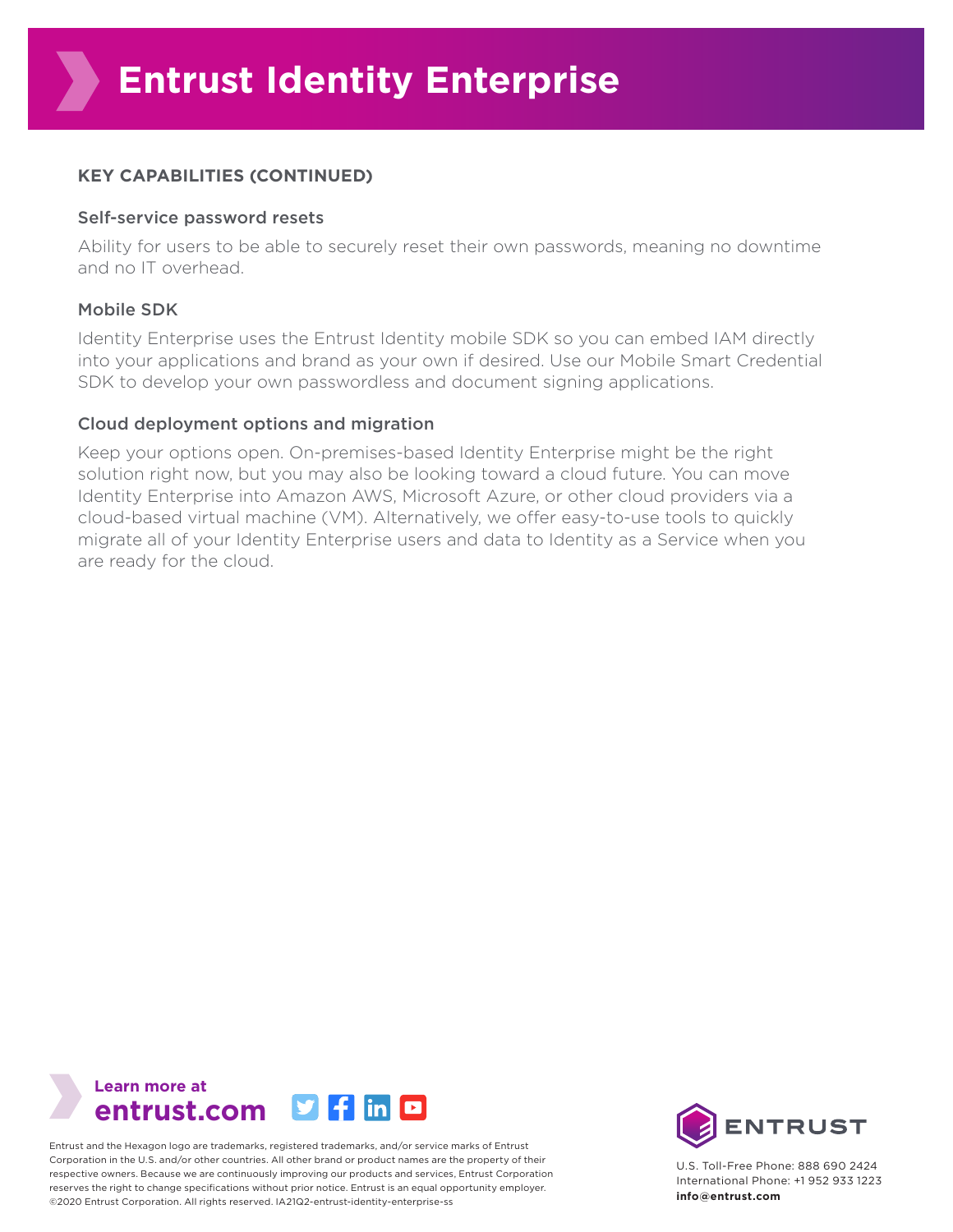# Entrust Identity Enterprise

## KEY CAPABILITIES (CONTINUED)

### Self-service password resets

Ability for users to be able to securely reset their own passwords, meaning no downtime and no IT overhead.

### Mobile SDK

Identity Enterprise uses the Entrust Identity mobile SDK so you can embed IAM directly into your applications and brand as your own if desired. Use our Mobile Smart Credential SDK to develop your own passwordless and document signing applications.

### Cloud deployment options and migration

Keep your options open. On-premises-based Identity Enterprise might be the right solution right now, but you may also be looking toward a cloud future. You can move Identity Enterprise into Amazon AWS, Microsoft Azure, or other cloud providers via a cloud-based virtual machine (VM). Alternatively, we offer easy-to-use tools to quickly migrate all of your Identity Enterprise users and data to Identity as a Service when you are ready for the cloud.

**Learn more at entrust.com**

Entrust and the Hexagon logo are trademarks, registered trademarks, and/or service marks of Entrust Corporation in the U.S. and/or other countries. All other brand or product names are the property of their respective owners. Because we are continuously improving our products and services, Entrust Corporation reserves the right to change specifications without prior notice. Entrust is an equal opportunity employer. ©2020 Entrust Corporation. All rights reserved. IA21Q2-entrust-identity-enterprise-ss

ENTRUST

U.S. Toll-Free Phone: 888 690 2424
International Phone: +1 952 933 1223
**info@entrust.com**